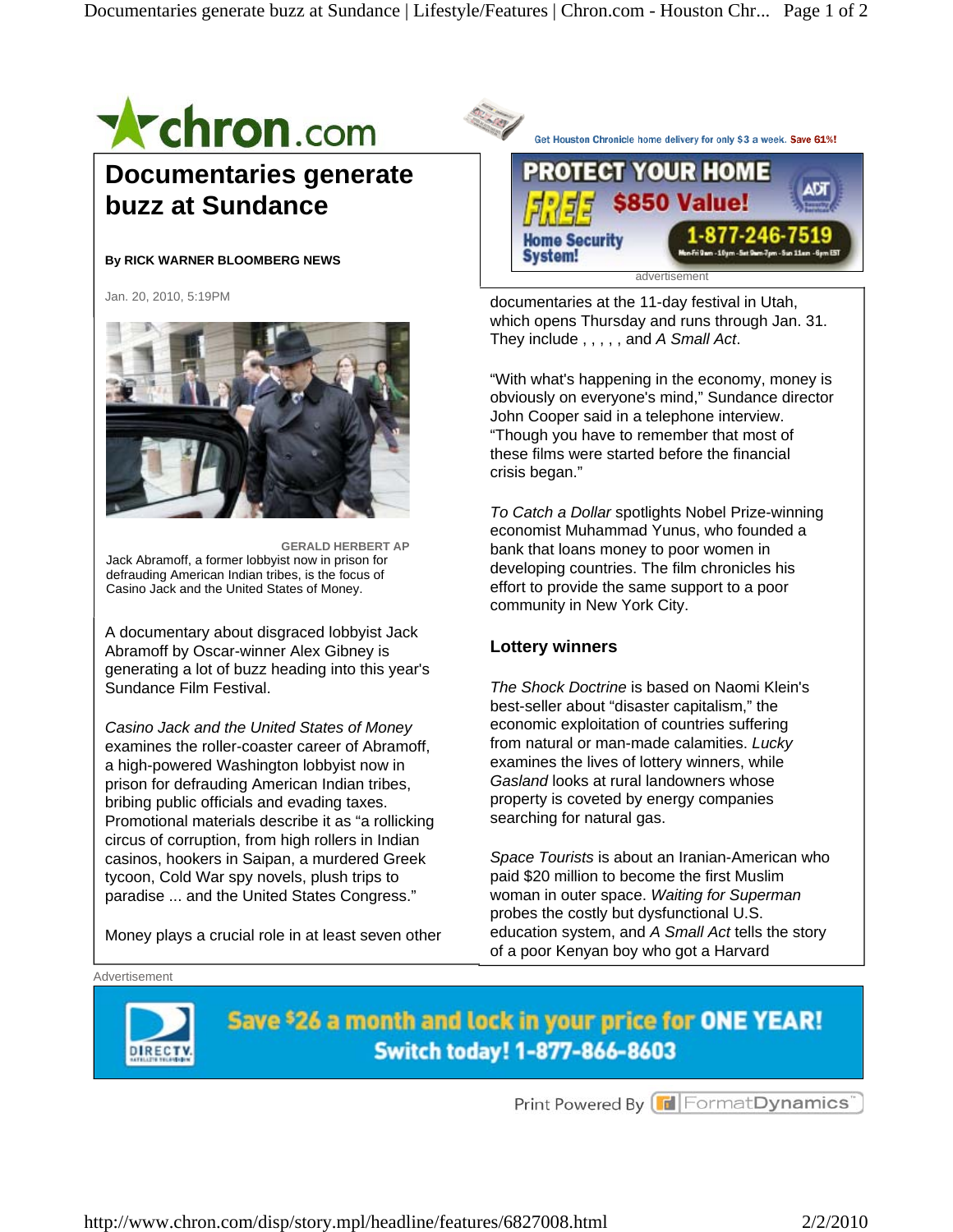# Documentaries generate buzz at Sundance

**By RICK WARNER BLOOMBERG NEWS**

Jan. 20, 2010, 5:19PM

GERALD HERBERT AP

Jack Abramoff, a former lobbyist now in prison for defrauding American Indian tribes, is the focus of Casino Jack and the United States of Money.

A documentary about disgraced lobbyist Jack Abramoff by Oscar-winner Alex Gibney is generating a lot of buzz heading into this year's Sundance Film Festival.

*Casino Jack and the United States of Money* examines the roller-coaster career of Abramoff, a high-powered Washington lobbyist now in prison for defrauding American Indian tribes, bribing public officials and evading taxes. Promotional materials describe it as "a rollicking circus of corruption, from high rollers in Indian casinos, hookers in Saipan, a murdered Greek tycoon, Cold War spy novels, plush trips to paradise ... and the United States Congress."

Money plays a crucial role in at least seven other documentaries at the 11-day festival in Utah, which opens Thursday and runs through Jan. 31. They include , , , , , and *A Small Act*.

"With what's happening in the economy, money is obviously on everyone's mind," Sundance director John Cooper said in a telephone interview. "Though you have to remember that most of these films were started before the financial crisis began."

*To Catch a Dollar* spotlights Nobel Prize-winning economist Muhammad Yunus, who founded a bank that loans money to poor women in developing countries. The film chronicles his effort to provide the same support to a poor community in New York City.

## Lottery winners

*The Shock Doctrine* is based on Naomi Klein's best-seller about "disaster capitalism," the economic exploitation of countries suffering from natural or man-made calamities. *Lucky* examines the lives of lottery winners, while *Gasland* looks at rural landowners whose property is coveted by energy companies searching for natural gas.

*Space Tourists* is about an Iranian-American who paid $20 million to become the first Muslim woman in outer space. *Waiting for Superman* probes the costly but dysfunctional U.S. education system, and *A Small Act* tells the story of a poor Kenyan boy who got a Harvard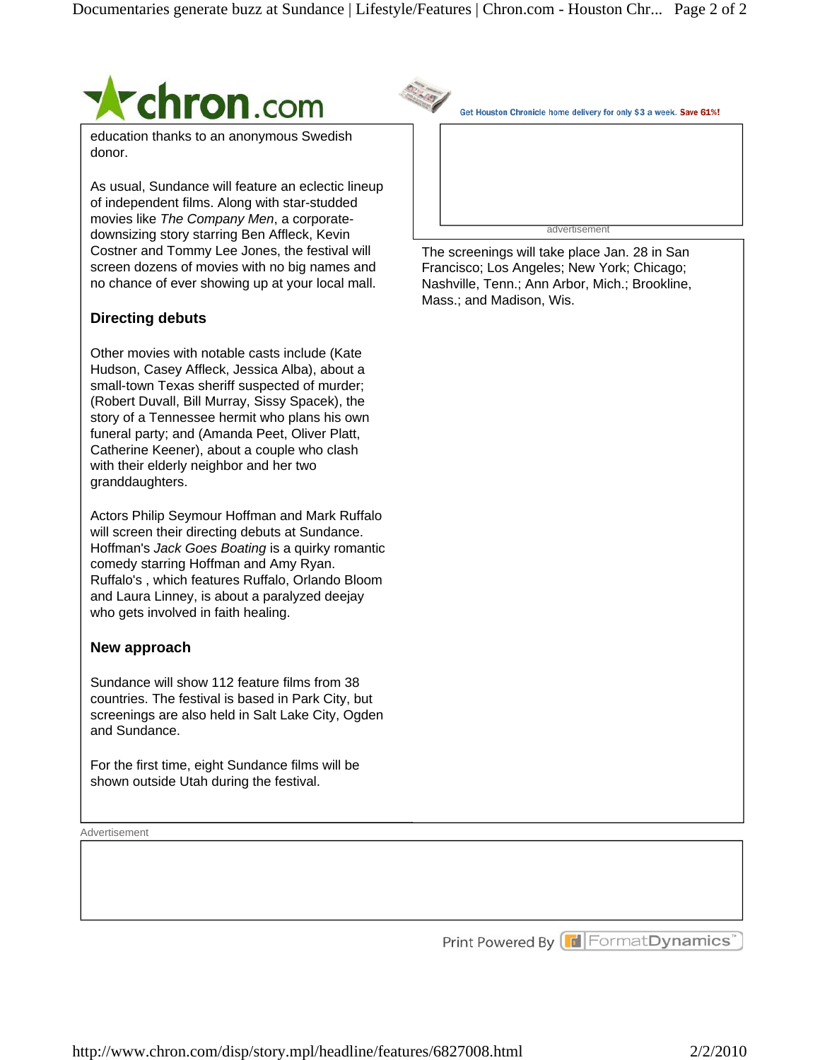education thanks to an anonymous Swedish donor.

As usual, Sundance will feature an eclectic lineup of independent films. Along with star-studded movies like *The Company Men*, a corporate-downsizing story starring Ben Affleck, Kevin Costner and Tommy Lee Jones, the festival will screen dozens of movies with no big names and no chance of ever showing up at your local mall.

### Directing debuts

Other movies with notable casts include (Kate Hudson, Casey Affleck, Jessica Alba), about a small-town Texas sheriff suspected of murder; (Robert Duvall, Bill Murray, Sissy Spacek), the story of a Tennessee hermit who plans his own funeral party; and (Amanda Peet, Oliver Platt, Catherine Keener), about a couple who clash with their elderly neighbor and her two granddaughters.

Actors Philip Seymour Hoffman and Mark Ruffalo will screen their directing debuts at Sundance. Hoffman's *Jack Goes Boating* is a quirky romantic comedy starring Hoffman and Amy Ryan. Ruffalo's , which features Ruffalo, Orlando Bloom and Laura Linney, is about a paralyzed deejay who gets involved in faith healing.

### New approach

Sundance will show 112 feature films from 38 countries. The festival is based in Park City, but screenings are also held in Salt Lake City, Ogden and Sundance.

For the first time, eight Sundance films will be shown outside Utah during the festival.

The screenings will take place Jan. 28 in San Francisco; Los Angeles; New York; Chicago; Nashville, Tenn.; Ann Arbor, Mich.; Brookline, Mass.; and Madison, Wis.